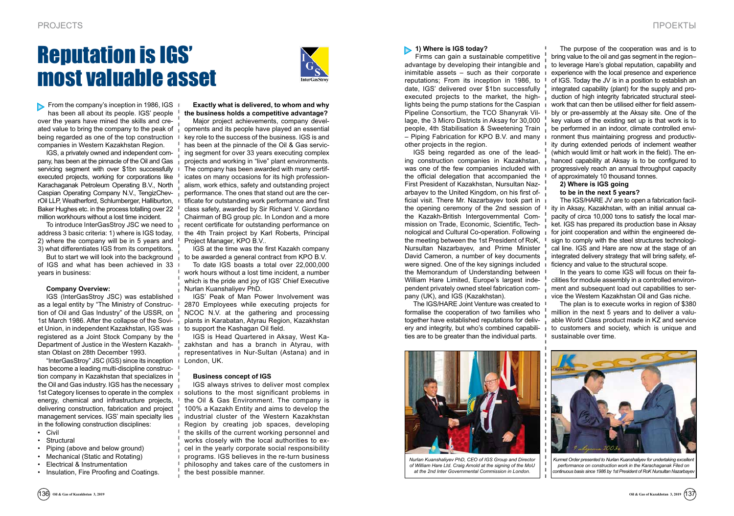# Reputation is IGS' most valuable asset

From the company's inception in 1986, IGS has been all about its people. IGS' people over the years have mined the skills and created value to bring the company to the peak of being regarded as one of the top construction companies in Western Kazakhstan Region.

IGS, a privately owned and independent company, has been at the pinnacle of the Oil and Gas servicing segment with over $1bn successfully executed projects, working for corporations like Karachaganak Petroleum Operating B.V., North Caspian Operating Company N.V., TengizChevrOil LLP, Weatherford, Schlumberger, Halliburton, Baker Hughes etc. in the process totalling over 22 million workhours without a lost time incident.

To introduce InterGasStroy JSC we need to address 3 basic criteria: 1) where is IGS today, 2) where the company will be in 5 years and 3) what differentiates IGS from its competitors.

But to start we will look into the background of IGS and what has been achieved in 33 years in business:

**Company Overview:**

IGS (InterGasStroy JSC) was established as a legal entity by "The Ministry of Construction of Oil and Gas Industry" of the USSR, on 1st March 1986. After the collapse of the Soviet Union, in independent Kazakhstan, IGS was registered as a Joint Stock Company by the Department of Justice in the Western Kazakhstan Oblast on 28th December 1993.

"InterGasStroy" JSC (IGS) since its inception has become a leading multi-discipline construction company in Kazakhstan that specializes in the Oil and Gas industry. IGS has the necessary 1st Category licenses to operate in the complex energy, chemical and infrastructure projects, delivering construction, fabrication and project management services. IGS' main specialty lies in the following construction disciplines:

- Civil
- Structural
- Piping (above and below ground)
- Mechanical (Static and Rotating)
- Electrical & Instrumentation
- Insulation, Fire Proofing and Coatings.

**Exactly what is delivered, to whom and why the business holds a competitive advantage?**

Major project achievements, company developments and its people have played an essential key role to the success of the business. IGS is and has been at the pinnacle of the Oil & Gas servicing segment for over 33 years executing complex projects and working in "live" plant environments. The company has been awarded with many certificates on many occasions for its high professionalism, work ethics, safety and outstanding project performance. The ones that stand out are the certificate for outstanding work performance and first class safety, awarded by Sir Richard V. Giordano Chairman of BG group plc. In London and a more recent certificate for outstanding performance on the 4th Train project by Karl Roberts, Principal Project Manager, KPO B.V..

IGS at the time was the first Kazakh company to be awarded a general contract from KPO B.V.

To date IGS boasts a total over 22,000,000 work hours without a lost time incident, a number which is the pride and joy of IGS' Chief Executive Nurlan Kuanshaliyev PhD.

IGS' Peak of Man Power Involvement was 2870 Employees while executing projects for NCOC N.V. at the gathering and processing plants in Karabatan, Atyrau Region, Kazakhstan to support the Kashagan Oil field.

IGS is Head Quartered in Aksay, West Kazakhstan and has a branch in Atyrau, with representatives in Nur-Sultan (Astana) and in London, UK.

**Business concept of IGS**

IGS always strives to deliver most complex solutions to the most significant problems in the Oil & Gas Environment. The company is 100% a Kazakh Entity and aims to develop the industrial cluster of the Western Kazakhstan Region by creating job spaces, developing the skills of the current working personnel and works closely with the local authorities to excel in the yearly corporate social responsibility programs. IGS believes in the re-turn business philosophy and takes care of the customers in the best possible manner.

**1) Where is IGS today?**

Firms can gain a sustainable competitive advantage by developing their intangible and inimitable assets – such as their corporate reputations; From its inception in 1986, to date, IGS' delivered over $1bn successfully executed projects to the market, the highlights being the pump stations for the Caspian Pipeline Consortium, the TCO Shanyrak Village, the 3 Micro Districts in Aksay for 30,000 people, 4th Stabilisation & Sweetening Train – Piping Fabrication for KPO B.V. and many other projects in the region.

IGS being regarded as one of the leading construction companies in Kazakhstan, was one of the few companies included with the official delegation that accompanied the First President of Kazakhstan, Nursultan Nazarbayev to the United Kingdom, on his first official visit. There Mr. Nazarbayev took part in the opening ceremony of the 2nd session of the Kazakh-British Intergovernmental Commission on Trade, Economic, Scientific, Technological and Cultural Co-operation. Following the meeting between the 1st President of RoK, Nursultan Nazarbayev, and Prime Minister David Cameron, a number of key documents were signed. One of the key signings included the Memorandum of Understanding between William Hare Limited, Europe's largest independent privately owned steel fabrication company (UK), and IGS (Kazakhstan).

The IGS/HARE Joint Venture was created to formalise the cooperation of two families who together have established reputations for delivery and integrity, but who's combined capabilities are to be greater than the individual parts.

The purpose of the cooperation was and is to bring value to the oil and gas segment in the region– to leverage Hare's global reputation, capability and experience with the local presence and experience of IGS. Today the JV is in a position to establish an integrated capability (plant) for the supply and production of high integrity fabricated structural steelwork that can then be utilised either for field assembly or pre-assembly at the Aksay site. One of the key values of the existing set up is that work is to be performed in an indoor, climate controlled environment thus maintaining progress and productivity during extended periods of inclement weather (which would limit or halt work in the field). The enhanced capability at Aksay is to be configured to progressively reach an annual throughput capacity of approximately 10 thousand tonnes.

**2) Where is IGS going to be in the next 5 years?**

The IGS/HARE JV are to open a fabrication facility in Aksay, Kazakhstan, with an initial annual capacity of circa 10,000 tons to satisfy the local market. IGS has prepared its production base in Aksay for joint cooperation and within the engineered design to comply with the steel structures technological line. IGS and Hare are now at the stage of an integrated delivery strategy that will bring safety, efficiency and value to the structural scope.

In the years to come IGS will focus on their facilities for module assembly in a controlled environment and subsequent load out capabilities to service the Western Kazakhstan Oil and Gas niche.

The plan is to execute works in region of $380 million in the next 5 years and to deliver a valuable World Class product made in KZ and service to customers and society, which is unique and sustainable over time.

*Nurlan Kuanshaliyev PhD, CEO of IGS Group and Director of William Hare Ltd. Craig Arnold at the signing of the MoU at the 2nd Inter Governmental Commission in London.*

*Kurmet Order presented to Nurlan Kuanshaliyev for undertaking excellent performance on construction work in the Karachaganak Filed on continuous basis since 1986 by 1st President of RoK Nursultan Nazarbayev*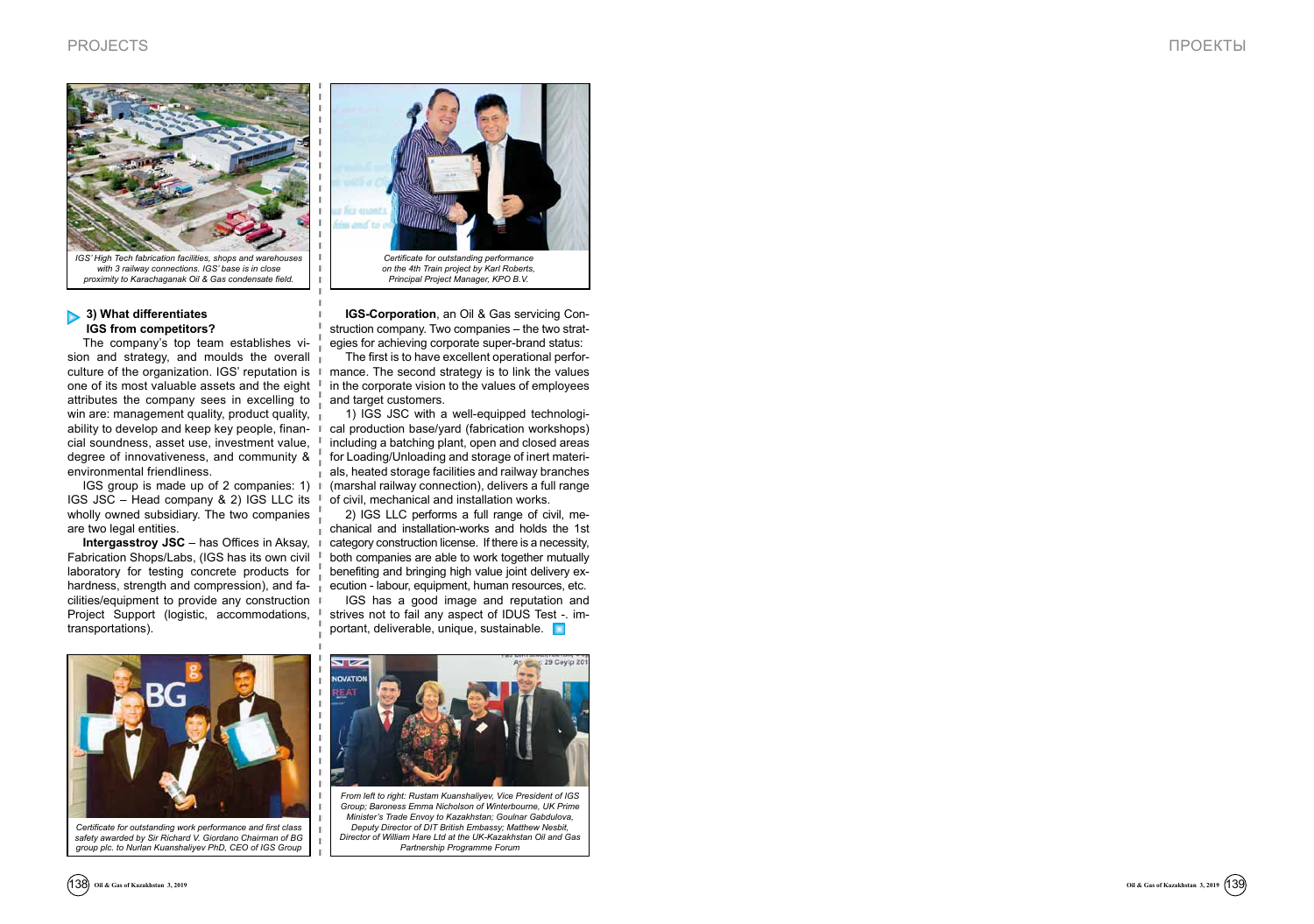IGS' High Tech fabrication facilities, shops and warehouses with 3 railway connections. IGS' base is in close proximity to Karachaganak Oil & Gas condensate field.

Certificate for outstanding performance on the 4th Train project by Karl Roberts, Principal Project Manager, KPO B.V.

### 3) What differentiates IGS from competitors?

The company's top team establishes vision and strategy, and moulds the overall culture of the organization. IGS' reputation is one of its most valuable assets and the eight attributes the company sees in excelling to win are: management quality, product quality, ability to develop and keep key people, financial soundness, asset use, investment value, degree of innovativeness, and community & environmental friendliness.

IGS group is made up of 2 companies: 1) IGS JSC – Head company & 2) IGS LLC its wholly owned subsidiary. The two companies are two legal entities.

**Intergasstroy JSC** – has Offices in Aksay, Fabrication Shops/Labs, (IGS has its own civil laboratory for testing concrete products for hardness, strength and compression), and facilities/equipment to provide any construction Project Support (logistic, accommodations, transportations).

**IGS-Corporation**, an Oil & Gas servicing Construction company. Two companies – the two strategies for achieving corporate super-brand status:

The first is to have excellent operational performance. The second strategy is to link the values in the corporate vision to the values of employees and target customers.

1) IGS JSC with a well-equipped technological production base/yard (fabrication workshops) including a batching plant, open and closed areas for Loading/Unloading and storage of inert materials, heated storage facilities and railway branches (marshal railway connection), delivers a full range of civil, mechanical and installation works.

2) IGS LLC performs a full range of civil, mechanical and installation-works and holds the 1st category construction license. If there is a necessity, both companies are able to work together mutually benefiting and bringing high value joint delivery execution - labour, equipment, human resources, etc.

IGS has a good image and reputation and strives not to fail any aspect of IDUS Test -. important, deliverable, unique, sustainable.

Certificate for outstanding work performance and first class safety awarded by Sir Richard V. Giordano Chairman of BG group plc. to Nurlan Kuanshaliyev PhD, CEO of IGS Group

From left to right: Rustam Kuanshaliyev, Vice President of IGS Group; Baroness Emma Nicholson of Winterbourne, UK Prime Minister's Trade Envoy to Kazakhstan; Goulnar Gabdulova, Deputy Director of DIT British Embassy; Matthew Nesbit, Director of William Hare Ltd at the UK-Kazakhstan Oil and Gas Partnership Programme Forum